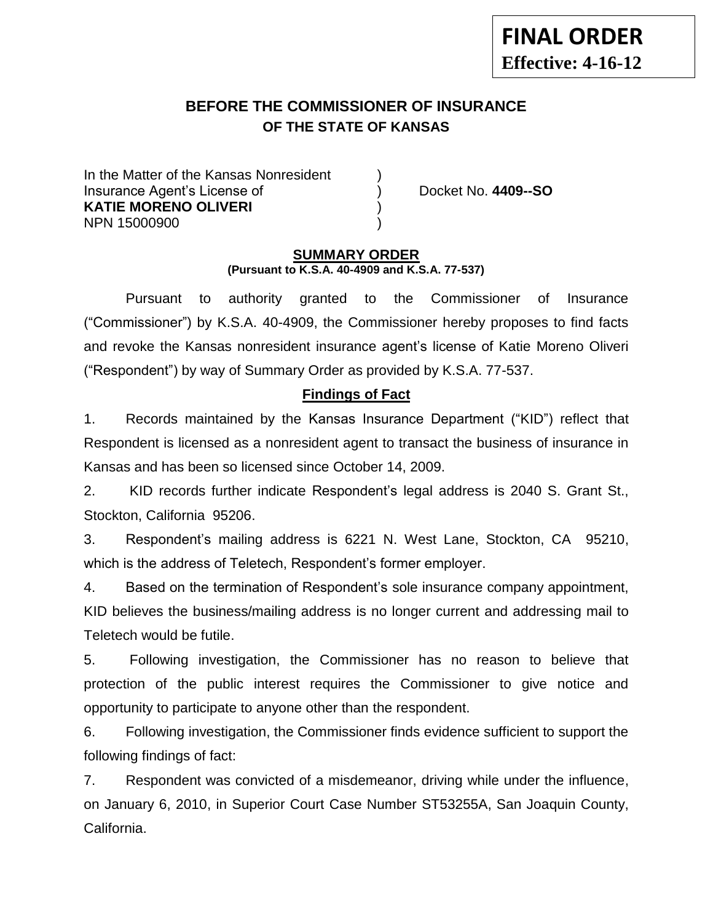**FINAL ORDER**
**Effective: 4-16-12**

## BEFORE THE COMMISSIONER OF INSURANCE
## OF THE STATE OF KANSAS

In the Matter of the Kansas Nonresident )
Insurance Agent's License of ) Docket No. **4409--SO**
**KATIE MORENO OLIVERI** )
NPN 15000900 )

### SUMMARY ORDER
**(Pursuant to K.S.A. 40-4909 and K.S.A. 77-537)**

Pursuant to authority granted to the Commissioner of Insurance ("Commissioner") by K.S.A. 40-4909, the Commissioner hereby proposes to find facts and revoke the Kansas nonresident insurance agent's license of Katie Moreno Oliveri ("Respondent") by way of Summary Order as provided by K.S.A. 77-537.

### Findings of Fact

1. Records maintained by the Kansas Insurance Department ("KID") reflect that Respondent is licensed as a nonresident agent to transact the business of insurance in Kansas and has been so licensed since October 14, 2009.

2. KID records further indicate Respondent's legal address is 2040 S. Grant St., Stockton, California 95206.

3. Respondent's mailing address is 6221 N. West Lane, Stockton, CA 95210, which is the address of Teletech, Respondent's former employer.

4. Based on the termination of Respondent's sole insurance company appointment, KID believes the business/mailing address is no longer current and addressing mail to Teletech would be futile.

5. Following investigation, the Commissioner has no reason to believe that protection of the public interest requires the Commissioner to give notice and opportunity to participate to anyone other than the respondent.

6. Following investigation, the Commissioner finds evidence sufficient to support the following findings of fact:

7. Respondent was convicted of a misdemeanor, driving while under the influence, on January 6, 2010, in Superior Court Case Number ST53255A, San Joaquin County, California.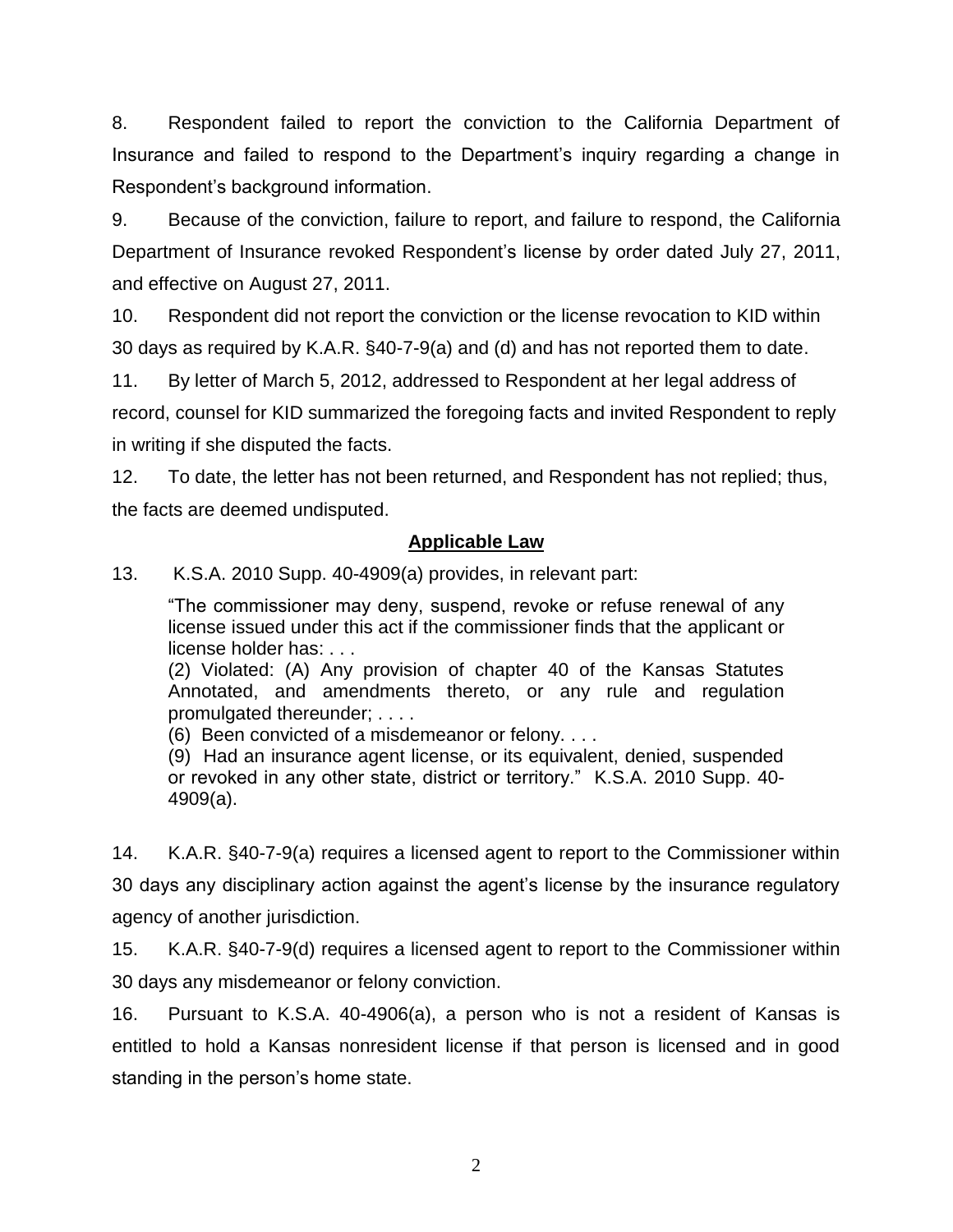8. Respondent failed to report the conviction to the California Department of Insurance and failed to respond to the Department's inquiry regarding a change in Respondent's background information.

9. Because of the conviction, failure to report, and failure to respond, the California Department of Insurance revoked Respondent's license by order dated July 27, 2011, and effective on August 27, 2011.

10. Respondent did not report the conviction or the license revocation to KID within 30 days as required by K.A.R. §40-7-9(a) and (d) and has not reported them to date.

11. By letter of March 5, 2012, addressed to Respondent at her legal address of record, counsel for KID summarized the foregoing facts and invited Respondent to reply in writing if she disputed the facts.

12. To date, the letter has not been returned, and Respondent has not replied; thus, the facts are deemed undisputed.

## Applicable Law

13. K.S.A. 2010 Supp. 40-4909(a) provides, in relevant part:

> "The commissioner may deny, suspend, revoke or refuse renewal of any license issued under this act if the commissioner finds that the applicant or license holder has: . . .
> (2) Violated: (A) Any provision of chapter 40 of the Kansas Statutes Annotated, and amendments thereto, or any rule and regulation promulgated thereunder; . . . .
> (6) Been convicted of a misdemeanor or felony. . . .
> (9) Had an insurance agent license, or its equivalent, denied, suspended or revoked in any other state, district or territory." K.S.A. 2010 Supp. 40-4909(a).

14. K.A.R. §40-7-9(a) requires a licensed agent to report to the Commissioner within 30 days any disciplinary action against the agent's license by the insurance regulatory agency of another jurisdiction.

15. K.A.R. §40-7-9(d) requires a licensed agent to report to the Commissioner within 30 days any misdemeanor or felony conviction.

16. Pursuant to K.S.A. 40-4906(a), a person who is not a resident of Kansas is entitled to hold a Kansas nonresident license if that person is licensed and in good standing in the person's home state.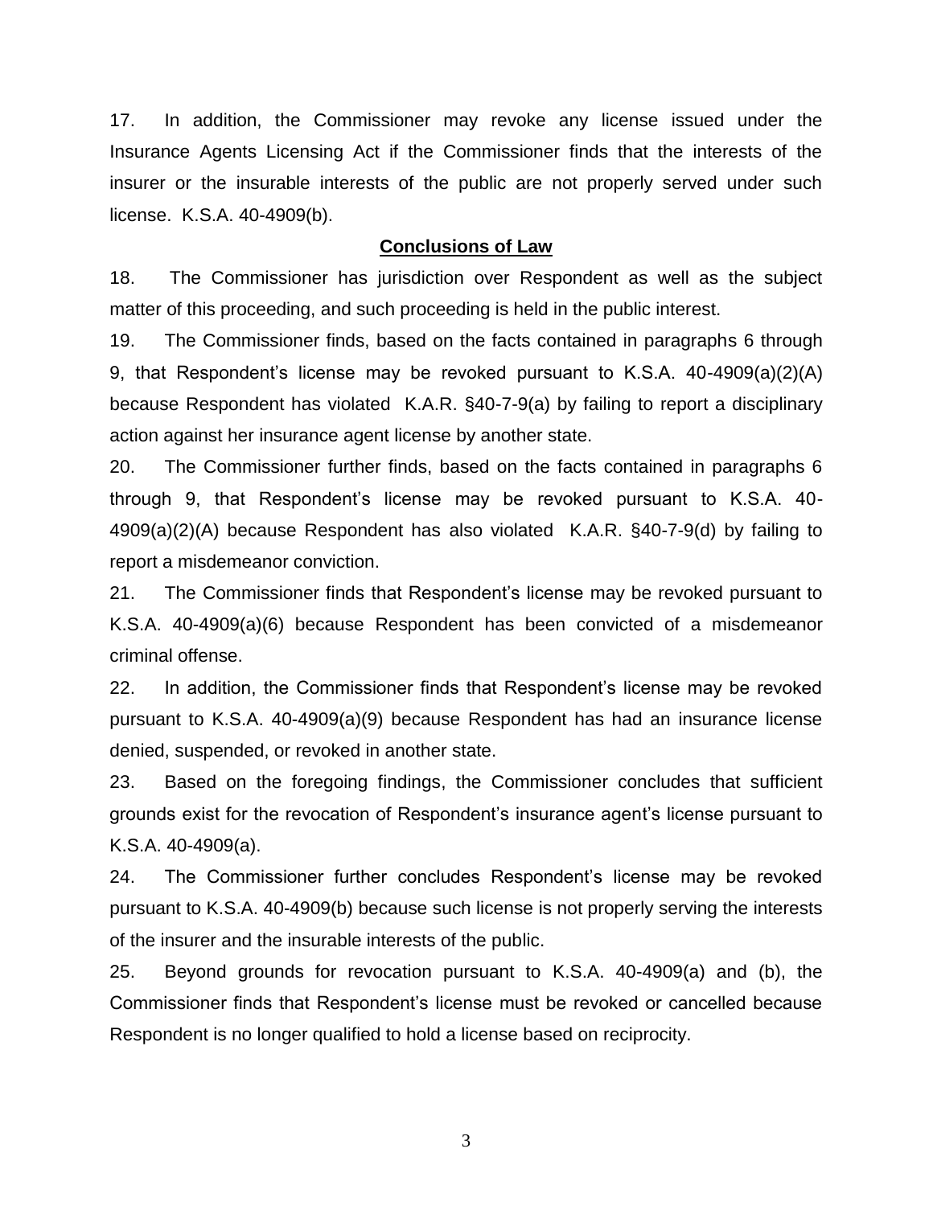17. In addition, the Commissioner may revoke any license issued under the Insurance Agents Licensing Act if the Commissioner finds that the interests of the insurer or the insurable interests of the public are not properly served under such license. K.S.A. 40-4909(b).

**Conclusions of Law**

18. The Commissioner has jurisdiction over Respondent as well as the subject matter of this proceeding, and such proceeding is held in the public interest.

19. The Commissioner finds, based on the facts contained in paragraphs 6 through 9, that Respondent's license may be revoked pursuant to K.S.A. 40-4909(a)(2)(A) because Respondent has violated K.A.R. §40-7-9(a) by failing to report a disciplinary action against her insurance agent license by another state.

20. The Commissioner further finds, based on the facts contained in paragraphs 6 through 9, that Respondent's license may be revoked pursuant to K.S.A. 40-4909(a)(2)(A) because Respondent has also violated K.A.R. §40-7-9(d) by failing to report a misdemeanor conviction.

21. The Commissioner finds that Respondent's license may be revoked pursuant to K.S.A. 40-4909(a)(6) because Respondent has been convicted of a misdemeanor criminal offense.

22. In addition, the Commissioner finds that Respondent's license may be revoked pursuant to K.S.A. 40-4909(a)(9) because Respondent has had an insurance license denied, suspended, or revoked in another state.

23. Based on the foregoing findings, the Commissioner concludes that sufficient grounds exist for the revocation of Respondent's insurance agent's license pursuant to K.S.A. 40-4909(a).

24. The Commissioner further concludes Respondent's license may be revoked pursuant to K.S.A. 40-4909(b) because such license is not properly serving the interests of the insurer and the insurable interests of the public.

25. Beyond grounds for revocation pursuant to K.S.A. 40-4909(a) and (b), the Commissioner finds that Respondent's license must be revoked or cancelled because Respondent is no longer qualified to hold a license based on reciprocity.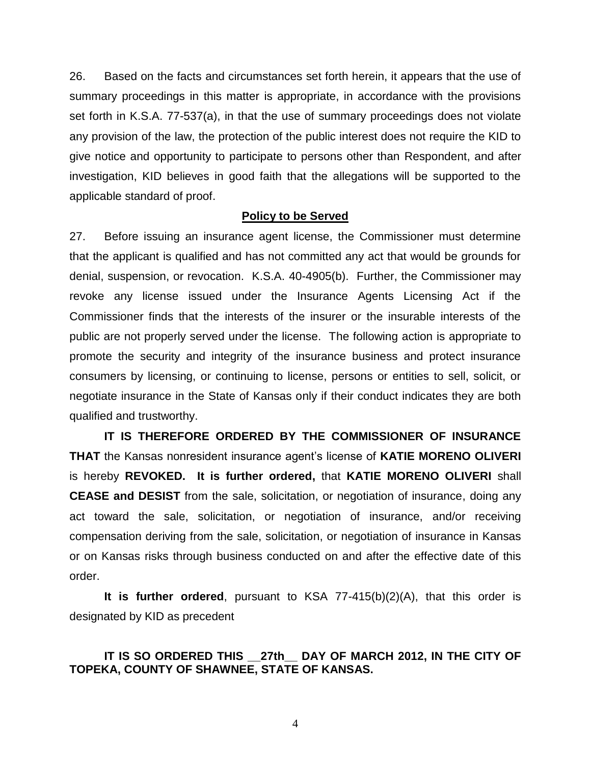26. Based on the facts and circumstances set forth herein, it appears that the use of summary proceedings in this matter is appropriate, in accordance with the provisions set forth in K.S.A. 77-537(a), in that the use of summary proceedings does not violate any provision of the law, the protection of the public interest does not require the KID to give notice and opportunity to participate to persons other than Respondent, and after investigation, KID believes in good faith that the allegations will be supported to the applicable standard of proof.

**Policy to be Served**

27. Before issuing an insurance agent license, the Commissioner must determine that the applicant is qualified and has not committed any act that would be grounds for denial, suspension, or revocation. K.S.A. 40-4905(b). Further, the Commissioner may revoke any license issued under the Insurance Agents Licensing Act if the Commissioner finds that the interests of the insurer or the insurable interests of the public are not properly served under the license. The following action is appropriate to promote the security and integrity of the insurance business and protect insurance consumers by licensing, or continuing to license, persons or entities to sell, solicit, or negotiate insurance in the State of Kansas only if their conduct indicates they are both qualified and trustworthy.

**IT IS THEREFORE ORDERED BY THE COMMISSIONER OF INSURANCE THAT** the Kansas nonresident insurance agent's license of **KATIE MORENO OLIVERI** is hereby **REVOKED. It is further ordered,** that **KATIE MORENO OLIVERI** shall **CEASE and DESIST** from the sale, solicitation, or negotiation of insurance, doing any act toward the sale, solicitation, or negotiation of insurance, and/or receiving compensation deriving from the sale, solicitation, or negotiation of insurance in Kansas or on Kansas risks through business conducted on and after the effective date of this order.

**It is further ordered**, pursuant to KSA 77-415(b)(2)(A), that this order is designated by KID as precedent

**IT IS SO ORDERED THIS __27th__ DAY OF MARCH 2012, IN THE CITY OF TOPEKA, COUNTY OF SHAWNEE, STATE OF KANSAS.**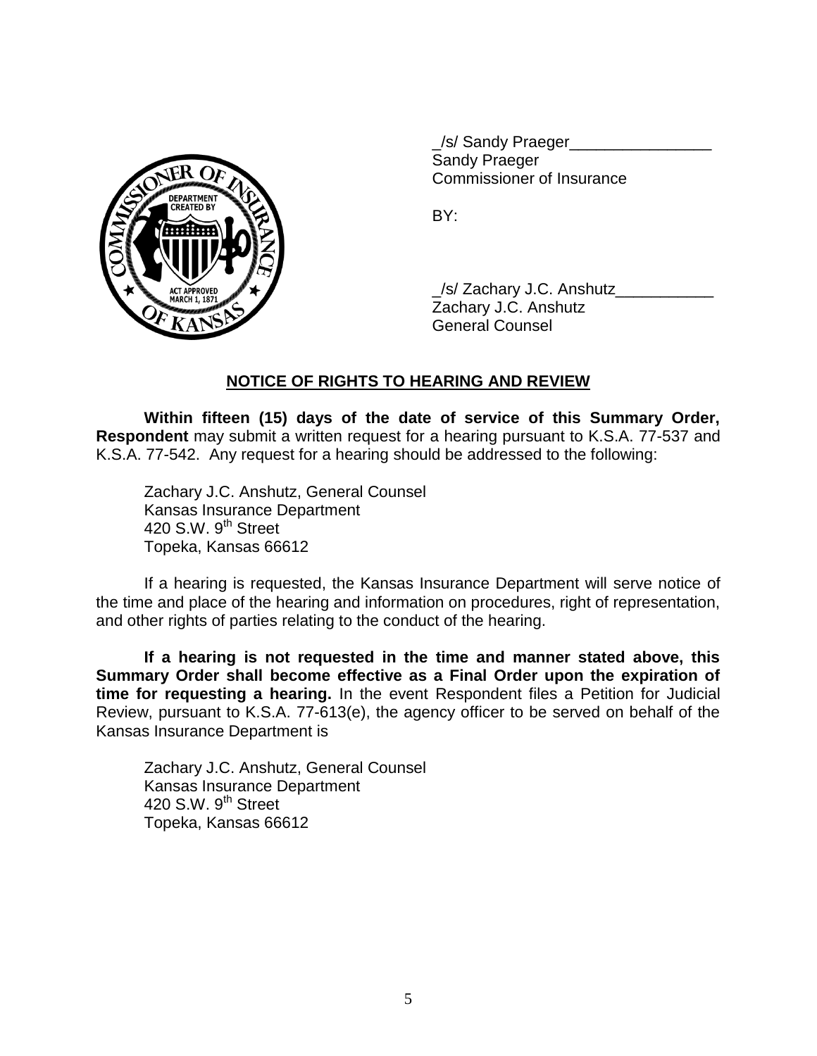_/s/ Sandy Praeger________________
Sandy Praeger
Commissioner of Insurance

BY:

_/s/ Zachary J.C. Anshutz___________
Zachary J.C. Anshutz
General Counsel

## NOTICE OF RIGHTS TO HEARING AND REVIEW

**Within fifteen (15) days of the date of service of this Summary Order, Respondent** may submit a written request for a hearing pursuant to K.S.A. 77-537 and K.S.A. 77-542. Any request for a hearing should be addressed to the following:

Zachary J.C. Anshutz, General Counsel
Kansas Insurance Department
420 S.W. 9th Street
Topeka, Kansas 66612

If a hearing is requested, the Kansas Insurance Department will serve notice of the time and place of the hearing and information on procedures, right of representation, and other rights of parties relating to the conduct of the hearing.

**If a hearing is not requested in the time and manner stated above, this Summary Order shall become effective as a Final Order upon the expiration of time for requesting a hearing.** In the event Respondent files a Petition for Judicial Review, pursuant to K.S.A. 77-613(e), the agency officer to be served on behalf of the Kansas Insurance Department is

Zachary J.C. Anshutz, General Counsel
Kansas Insurance Department
420 S.W. 9th Street
Topeka, Kansas 66612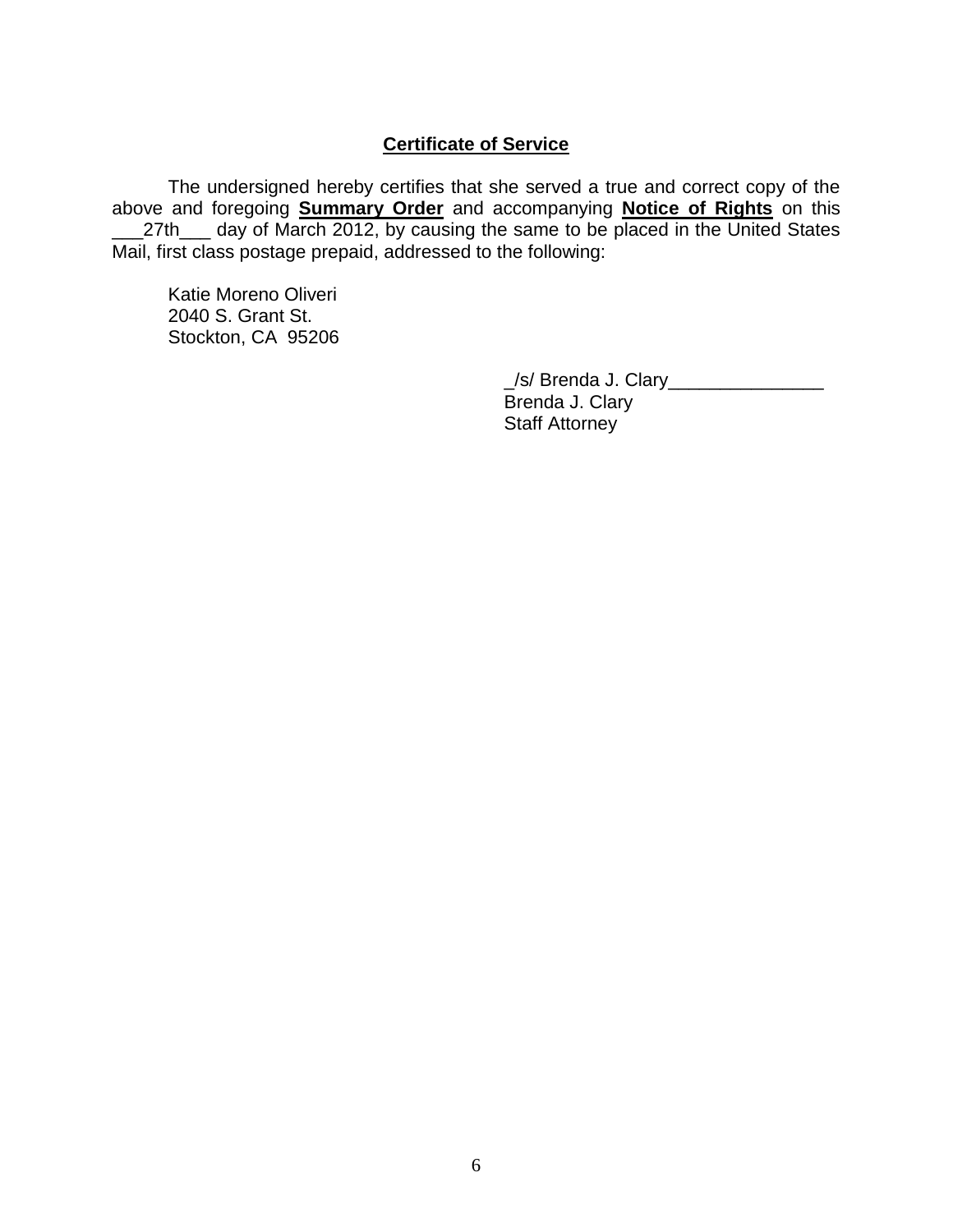## **Certificate of Service**

The undersigned hereby certifies that she served a true and correct copy of the above and foregoing **Summary Order** and accompanying **Notice of Rights** on this ___27th___ day of March 2012, by causing the same to be placed in the United States Mail, first class postage prepaid, addressed to the following:

Katie Moreno Oliveri
2040 S. Grant St.
Stockton, CA 95206

_/s/ Brenda J. Clary_______________
Brenda J. Clary
Staff Attorney